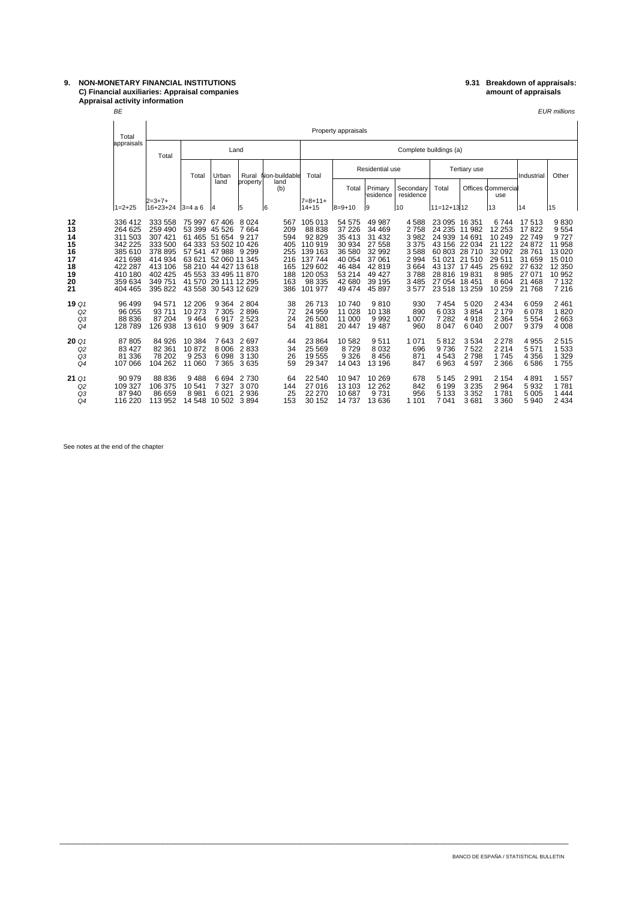**9. NON-MONETARY FINANCIAL INSTITUTIONS**
**C) Financial auxiliaries: Appraisal companies**
**Appraisal activity information**

**9.31 Breakdown of appraisals: amount of appraisals**

*BE* *EUR millions*

| | Total appraisals | Property appraisals | | | | | | | | | | | | | | |
|---|---|---|---|---|---|---|---|---|---|---|---|---|---|---|---|---|
| | | Total | Land | | | | Complete buildings (a) | | | | | | | | | |
| | | | Total | Urban land | Rural property | Non-buildable land (b) | Total | Residential use | | | Tertiary use | | | Industrial | Other |
| | | | | | | | | Total | Primary residence | Secondary residence | Total | Offices | Commercial use | | |
| | 1=2+25 | 2=3+7+16+23+24 | 3=4 a 6 | 4 | 5 | 6 | 7=8+11+14+15 | 8=9+10 | 9 | 10 | 11=12+13 | 12 | 13 | 14 | 15 |
| 12 | 336 412 | 333 558 | 75 997 | 67 406 | 8 024 | 567 | 105 013 | 54 575 | 49 987 | 4 588 | 23 095 | 16 351 | 6 744 | 17 513 | 9 830 |
| 13 | 264 625 | 259 490 | 53 399 | 45 526 | 7 664 | 209 | 88 838 | 37 226 | 34 469 | 2 758 | 24 235 | 11 982 | 12 253 | 17 822 | 9 554 |
| 14 | 311 503 | 307 421 | 61 465 | 51 654 | 9 217 | 594 | 92 829 | 35 413 | 31 432 | 3 982 | 24 939 | 14 691 | 10 249 | 22 749 | 9 727 |
| 15 | 342 225 | 333 500 | 64 333 | 53 502 | 10 426 | 405 | 110 919 | 30 934 | 27 558 | 3 375 | 43 156 | 22 034 | 21 122 | 24 872 | 11 958 |
| 16 | 385 610 | 378 895 | 57 541 | 47 988 | 9 299 | 255 | 139 163 | 36 580 | 32 992 | 3 588 | 60 803 | 28 710 | 32 092 | 28 761 | 13 020 |
| 17 | 421 698 | 414 934 | 63 621 | 52 060 | 11 345 | 216 | 137 744 | 40 054 | 37 061 | 2 994 | 51 021 | 21 510 | 29 511 | 31 659 | 15 010 |
| 18 | 422 287 | 413 106 | 58 210 | 44 427 | 13 618 | 165 | 129 602 | 46 484 | 42 819 | 3 664 | 43 137 | 17 445 | 25 692 | 27 632 | 12 350 |
| 19 | 410 180 | 402 425 | 45 553 | 33 495 | 11 870 | 188 | 120 053 | 53 214 | 49 427 | 3 788 | 28 816 | 19 831 | 8 985 | 27 071 | 10 952 |
| 20 | 359 634 | 349 751 | 41 570 | 29 111 | 12 295 | 163 | 98 335 | 42 680 | 39 195 | 3 485 | 27 054 | 18 451 | 8 604 | 21 468 | 7 132 |
| 21 | 404 465 | 395 822 | 43 558 | 30 543 | 12 629 | 386 | 101 977 | 49 474 | 45 897 | 3 577 | 23 518 | 13 259 | 10 259 | 21 768 | 7 216 |
| **19** *Q1* | 96 499 | 94 571 | 12 206 | 9 364 | 2 804 | 38 | 26 713 | 10 740 | 9 810 | 930 | 7 454 | 5 020 | 2 434 | 6 059 | 2 461 |
| *Q2* | 96 055 | 93 711 | 10 273 | 7 305 | 2 896 | 72 | 24 959 | 11 028 | 10 138 | 890 | 6 033 | 3 854 | 2 179 | 6 078 | 1 820 |
| *Q3* | 88 836 | 87 204 | 9 464 | 6 917 | 2 523 | 24 | 26 500 | 11 000 | 9 992 | 1 007 | 7 282 | 4 918 | 2 364 | 5 554 | 2 663 |
| *Q4* | 128 789 | 126 938 | 13 610 | 9 909 | 3 647 | 54 | 41 881 | 20 447 | 19 487 | 960 | 8 047 | 6 040 | 2 007 | 9 379 | 4 008 |
| **20** *Q1* | 87 805 | 84 926 | 10 384 | 7 643 | 2 697 | 44 | 23 864 | 10 582 | 9 511 | 1 071 | 5 812 | 3 534 | 2 278 | 4 955 | 2 515 |
| *Q2* | 83 427 | 82 361 | 10 872 | 8 006 | 2 833 | 34 | 25 569 | 8 729 | 8 032 | 696 | 9 736 | 7 522 | 2 214 | 5 571 | 1 533 |
| *Q3* | 81 336 | 78 202 | 9 253 | 6 098 | 3 130 | 26 | 19 555 | 9 326 | 8 456 | 871 | 4 543 | 2 798 | 1 745 | 4 356 | 1 329 |
| *Q4* | 107 066 | 104 262 | 11 060 | 7 365 | 3 635 | 59 | 29 347 | 14 043 | 13 196 | 847 | 6 963 | 4 597 | 2 366 | 6 586 | 1 755 |
| **21** *Q1* | 90 979 | 88 836 | 9 488 | 6 694 | 2 730 | 64 | 22 540 | 10 947 | 10 269 | 678 | 5 145 | 2 991 | 2 154 | 4 891 | 1 557 |
| *Q2* | 109 327 | 106 375 | 10 541 | 7 327 | 3 070 | 144 | 27 016 | 13 103 | 12 262 | 842 | 6 199 | 3 235 | 2 964 | 5 932 | 1 781 |
| *Q3* | 87 940 | 86 659 | 8 981 | 6 021 | 2 936 | 25 | 22 270 | 10 687 | 9 731 | 956 | 5 133 | 3 352 | 1 781 | 5 005 | 1 444 |
| *Q4* | 116 220 | 113 952 | 14 548 | 10 502 | 3 894 | 153 | 30 152 | 14 737 | 13 636 | 1 101 | 7 041 | 3 681 | 3 360 | 5 940 | 2 434 |

See notes at the end of the chapter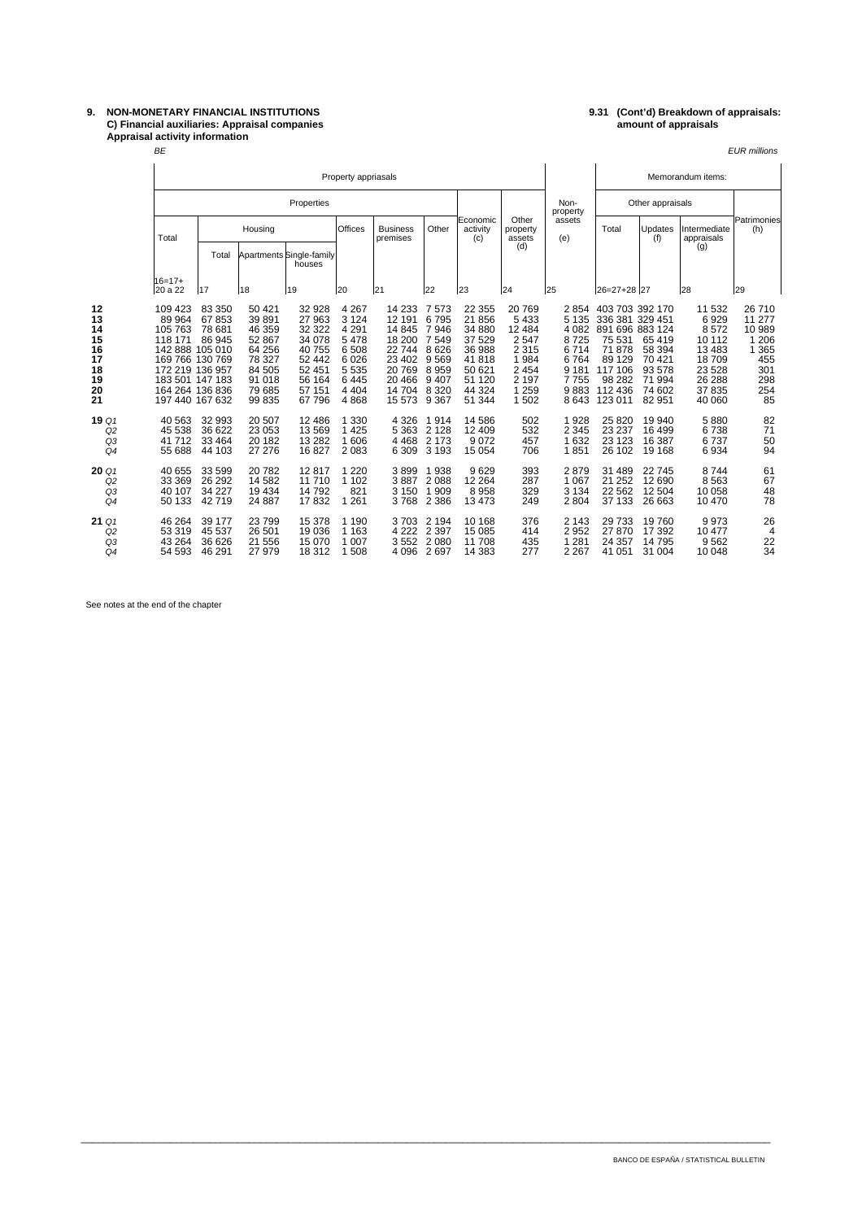**9. NON-MONETARY FINANCIAL INSTITUTIONS**
**C) Financial auxiliaries: Appraisal companies**
**Appraisal activity information**

**9.31 (Cont'd) Breakdown of appraisals: amount of appraisals**

*BE* *EUR millions*

| | Property appriasals | | | | | | | | | | Non-property assets (e) | Memorandum items: | | | |
|---|---|---|---|---|---|---|---|---|---|---|---|---|---|---|---|
| | Properties | | | | | | | | Economic activity (c) | Other property assets (d) | | Other appraisals | | | Patrimonies (h) |
| | Total | Housing | | | Offices | Business premises | Other | | | | | Total | Updates (f) | Intermediate appraisals (g) | |
| | | Total | Apartments | Single-family houses | | | | | | | | | | | |
| | 16=17+ 20 a 22 | 17 | 18 | 19 | 20 | 21 | 22 | | 23 | 24 | 25 | 26=27+28 | 27 | 28 | 29 |
| **12** | 109 423 | 83 350 | 50 421 | 32 928 | 4 267 | 14 233 | 7 573 | | 22 355 | 20 769 | 2 854 | 403 703 | 392 170 | 11 532 | 26 710 |
| **13** | 89 964 | 67 853 | 39 891 | 27 963 | 3 124 | 12 191 | 6 795 | | 21 856 | 5 433 | 5 135 | 336 381 | 329 451 | 6 929 | 11 277 |
| **14** | 105 763 | 78 681 | 46 359 | 32 322 | 4 291 | 14 845 | 7 946 | | 34 880 | 12 484 | 4 082 | 891 696 | 883 124 | 8 572 | 10 989 |
| **15** | 118 171 | 86 945 | 52 867 | 34 078 | 5 478 | 18 200 | 7 549 | | 37 529 | 2 547 | 8 725 | 75 531 | 65 419 | 10 112 | 1 206 |
| **16** | 142 888 | 105 010 | 64 256 | 40 755 | 6 508 | 22 744 | 8 626 | | 36 988 | 2 315 | 6 714 | 71 878 | 58 394 | 13 483 | 1 365 |
| **17** | 169 766 | 130 769 | 78 327 | 52 442 | 6 026 | 23 402 | 9 569 | | 41 818 | 1 984 | 6 764 | 89 129 | 70 421 | 18 709 | 455 |
| **18** | 172 219 | 136 957 | 84 505 | 52 451 | 5 535 | 20 769 | 8 959 | | 50 621 | 2 454 | 9 181 | 117 106 | 93 578 | 23 528 | 301 |
| **19** | 183 501 | 147 183 | 91 018 | 56 164 | 6 445 | 20 466 | 9 407 | | 51 120 | 2 197 | 7 755 | 98 282 | 71 994 | 26 288 | 298 |
| **20** | 164 264 | 136 836 | 79 685 | 57 151 | 4 404 | 14 704 | 8 320 | | 44 324 | 1 259 | 9 883 | 112 436 | 74 602 | 37 835 | 254 |
| **21** | 197 440 | 167 632 | 99 835 | 67 796 | 4 868 | 15 573 | 9 367 | | 51 344 | 1 502 | 8 643 | 123 011 | 82 951 | 40 060 | 85 |
| **19** *Q1* | 40 563 | 32 993 | 20 507 | 12 486 | 1 330 | 4 326 | 1 914 | | 14 586 | 502 | 1 928 | 25 820 | 19 940 | 5 880 | 82 |
| *Q2* | 45 538 | 36 622 | 23 053 | 13 569 | 1 425 | 5 363 | 2 128 | | 12 409 | 532 | 2 345 | 23 237 | 16 499 | 6 738 | 71 |
| *Q3* | 41 712 | 33 464 | 20 182 | 13 282 | 1 606 | 4 468 | 2 173 | | 9 072 | 457 | 1 632 | 23 123 | 16 387 | 6 737 | 50 |
| *Q4* | 55 688 | 44 103 | 27 276 | 16 827 | 2 083 | 6 309 | 3 193 | | 15 054 | 706 | 1 851 | 26 102 | 19 168 | 6 934 | 94 |
| **20** *Q1* | 40 655 | 33 599 | 20 782 | 12 817 | 1 220 | 3 899 | 1 938 | | 9 629 | 393 | 2 879 | 31 489 | 22 745 | 8 744 | 61 |
| *Q2* | 33 369 | 26 292 | 14 582 | 11 710 | 1 102 | 3 887 | 2 088 | | 12 264 | 287 | 1 067 | 21 252 | 12 690 | 8 563 | 67 |
| *Q3* | 40 107 | 34 227 | 19 434 | 14 792 | 821 | 3 150 | 1 909 | | 8 958 | 329 | 3 134 | 22 562 | 12 504 | 10 058 | 48 |
| *Q4* | 50 133 | 42 719 | 24 887 | 17 832 | 1 261 | 3 768 | 2 386 | | 13 473 | 249 | 2 804 | 37 133 | 26 663 | 10 470 | 78 |
| **21** *Q1* | 46 264 | 39 177 | 23 799 | 15 378 | 1 190 | 3 703 | 2 194 | | 10 168 | 376 | 2 143 | 29 733 | 19 760 | 9 973 | 26 |
| *Q2* | 53 319 | 45 537 | 26 501 | 19 036 | 1 163 | 4 222 | 2 397 | | 15 085 | 414 | 2 952 | 27 870 | 17 392 | 10 477 | 4 |
| *Q3* | 43 264 | 36 626 | 21 556 | 15 070 | 1 007 | 3 552 | 2 080 | | 11 708 | 435 | 1 281 | 24 357 | 14 795 | 9 562 | 22 |
| *Q4* | 54 593 | 46 291 | 27 979 | 18 312 | 1 508 | 4 096 | 2 697 | | 14 383 | 277 | 2 267 | 41 051 | 31 004 | 10 048 | 34 |

See notes at the end of the chapter